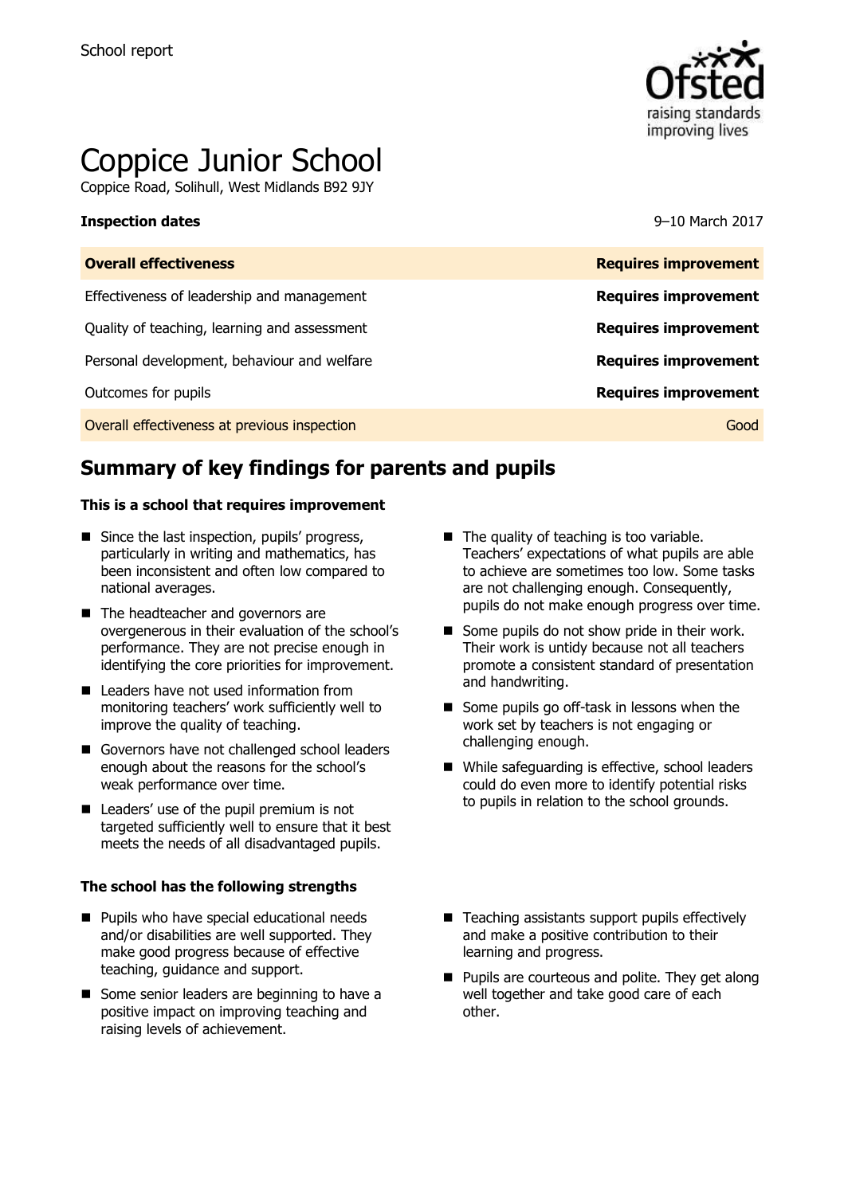School report

# Coppice Junior School

Coppice Road, Solihull, West Midlands B92 9JY

**Inspection dates** 9–10 March 2017

| **Overall effectiveness** | **Requires improvement** |
| --- | --- |
| Effectiveness of leadership and management | **Requires improvement** |
| Quality of teaching, learning and assessment | **Requires improvement** |
| Personal development, behaviour and welfare | **Requires improvement** |
| Outcomes for pupils | **Requires improvement** |
| Overall effectiveness at previous inspection | Good |

## Summary of key findings for parents and pupils

**This is a school that requires improvement**

- Since the last inspection, pupils' progress, particularly in writing and mathematics, has been inconsistent and often low compared to national averages.
- The headteacher and governors are overgenerous in their evaluation of the school's performance. They are not precise enough in identifying the core priorities for improvement.
- Leaders have not used information from monitoring teachers' work sufficiently well to improve the quality of teaching.
- Governors have not challenged school leaders enough about the reasons for the school's weak performance over time.
- Leaders' use of the pupil premium is not targeted sufficiently well to ensure that it best meets the needs of all disadvantaged pupils.
- The quality of teaching is too variable. Teachers' expectations of what pupils are able to achieve are sometimes too low. Some tasks are not challenging enough. Consequently, pupils do not make enough progress over time.
- Some pupils do not show pride in their work. Their work is untidy because not all teachers promote a consistent standard of presentation and handwriting.
- Some pupils go off-task in lessons when the work set by teachers is not engaging or challenging enough.
- While safeguarding is effective, school leaders could do even more to identify potential risks to pupils in relation to the school grounds.

**The school has the following strengths**

- Pupils who have special educational needs and/or disabilities are well supported. They make good progress because of effective teaching, guidance and support.
- Some senior leaders are beginning to have a positive impact on improving teaching and raising levels of achievement.
- Teaching assistants support pupils effectively and make a positive contribution to their learning and progress.
- Pupils are courteous and polite. They get along well together and take good care of each other.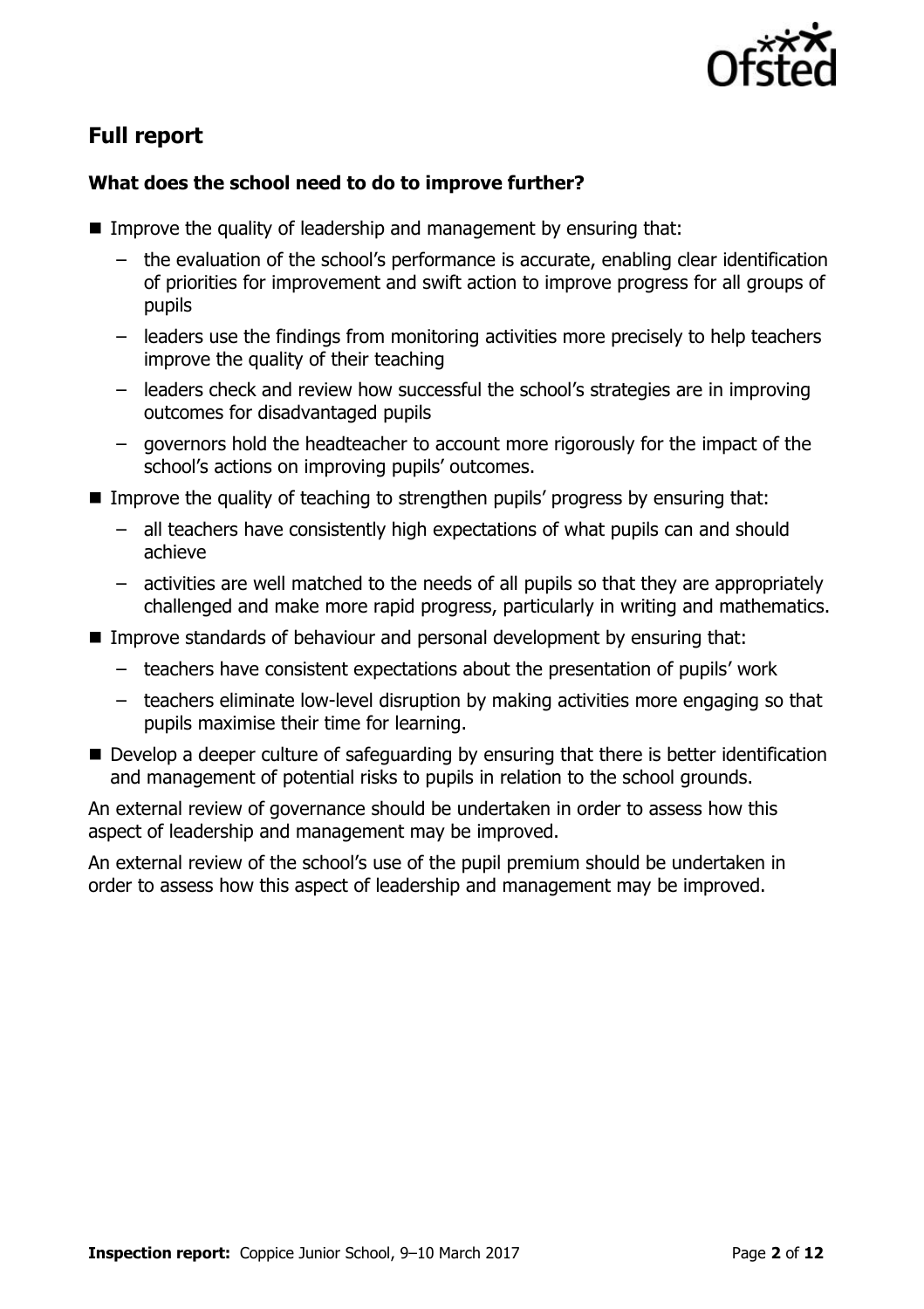## Full report

### What does the school need to do to improve further?

- Improve the quality of leadership and management by ensuring that:
  - the evaluation of the school's performance is accurate, enabling clear identification of priorities for improvement and swift action to improve progress for all groups of pupils
  - leaders use the findings from monitoring activities more precisely to help teachers improve the quality of their teaching
  - leaders check and review how successful the school's strategies are in improving outcomes for disadvantaged pupils
  - governors hold the headteacher to account more rigorously for the impact of the school's actions on improving pupils' outcomes.
- Improve the quality of teaching to strengthen pupils' progress by ensuring that:
  - all teachers have consistently high expectations of what pupils can and should achieve
  - activities are well matched to the needs of all pupils so that they are appropriately challenged and make more rapid progress, particularly in writing and mathematics.
- Improve standards of behaviour and personal development by ensuring that:
  - teachers have consistent expectations about the presentation of pupils' work
  - teachers eliminate low-level disruption by making activities more engaging so that pupils maximise their time for learning.
- Develop a deeper culture of safeguarding by ensuring that there is better identification and management of potential risks to pupils in relation to the school grounds.

An external review of governance should be undertaken in order to assess how this aspect of leadership and management may be improved.

An external review of the school's use of the pupil premium should be undertaken in order to assess how this aspect of leadership and management may be improved.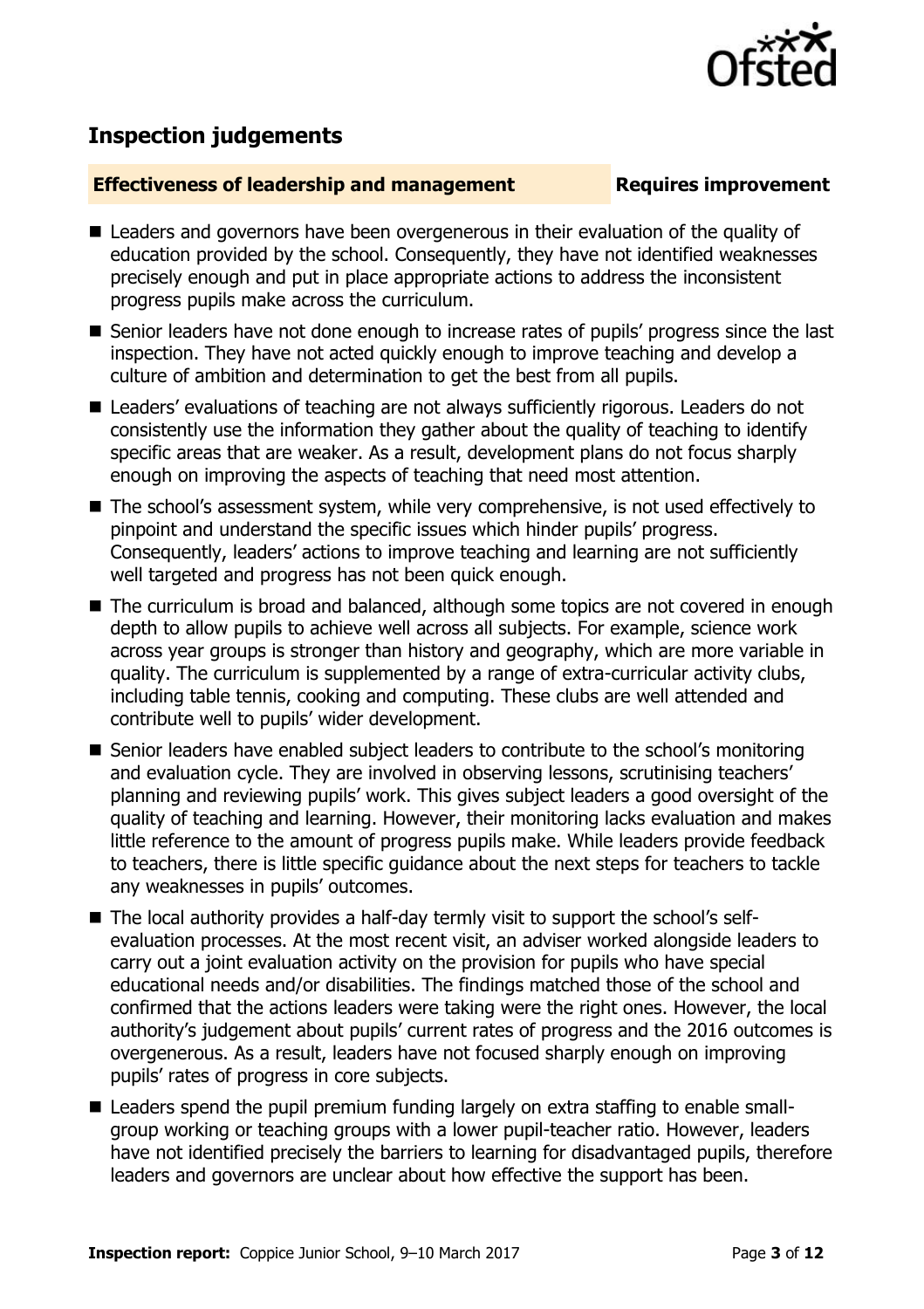## Inspection judgements

| **Effectiveness of leadership and management** | **Requires improvement** |
| --- | --- |

- Leaders and governors have been overgenerous in their evaluation of the quality of education provided by the school. Consequently, they have not identified weaknesses precisely enough and put in place appropriate actions to address the inconsistent progress pupils make across the curriculum.
- Senior leaders have not done enough to increase rates of pupils' progress since the last inspection. They have not acted quickly enough to improve teaching and develop a culture of ambition and determination to get the best from all pupils.
- Leaders' evaluations of teaching are not always sufficiently rigorous. Leaders do not consistently use the information they gather about the quality of teaching to identify specific areas that are weaker. As a result, development plans do not focus sharply enough on improving the aspects of teaching that need most attention.
- The school's assessment system, while very comprehensive, is not used effectively to pinpoint and understand the specific issues which hinder pupils' progress. Consequently, leaders' actions to improve teaching and learning are not sufficiently well targeted and progress has not been quick enough.
- The curriculum is broad and balanced, although some topics are not covered in enough depth to allow pupils to achieve well across all subjects. For example, science work across year groups is stronger than history and geography, which are more variable in quality. The curriculum is supplemented by a range of extra-curricular activity clubs, including table tennis, cooking and computing. These clubs are well attended and contribute well to pupils' wider development.
- Senior leaders have enabled subject leaders to contribute to the school's monitoring and evaluation cycle. They are involved in observing lessons, scrutinising teachers' planning and reviewing pupils' work. This gives subject leaders a good oversight of the quality of teaching and learning. However, their monitoring lacks evaluation and makes little reference to the amount of progress pupils make. While leaders provide feedback to teachers, there is little specific guidance about the next steps for teachers to tackle any weaknesses in pupils' outcomes.
- The local authority provides a half-day termly visit to support the school's self-evaluation processes. At the most recent visit, an adviser worked alongside leaders to carry out a joint evaluation activity on the provision for pupils who have special educational needs and/or disabilities. The findings matched those of the school and confirmed that the actions leaders were taking were the right ones. However, the local authority's judgement about pupils' current rates of progress and the 2016 outcomes is overgenerous. As a result, leaders have not focused sharply enough on improving pupils' rates of progress in core subjects.
- Leaders spend the pupil premium funding largely on extra staffing to enable small-group working or teaching groups with a lower pupil-teacher ratio. However, leaders have not identified precisely the barriers to learning for disadvantaged pupils, therefore leaders and governors are unclear about how effective the support has been.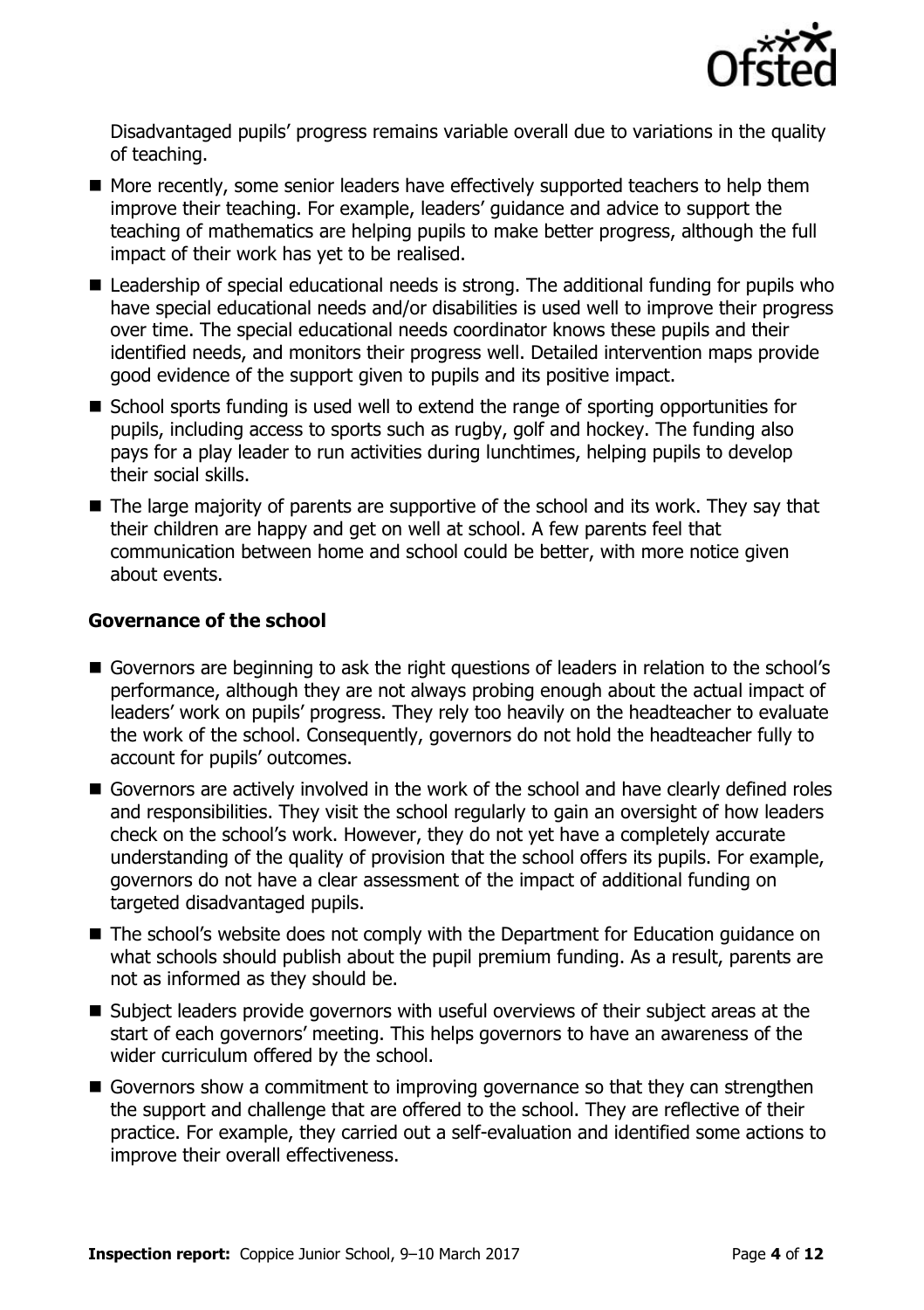Disadvantaged pupils' progress remains variable overall due to variations in the quality of teaching.

- More recently, some senior leaders have effectively supported teachers to help them improve their teaching. For example, leaders' guidance and advice to support the teaching of mathematics are helping pupils to make better progress, although the full impact of their work has yet to be realised.
- Leadership of special educational needs is strong. The additional funding for pupils who have special educational needs and/or disabilities is used well to improve their progress over time. The special educational needs coordinator knows these pupils and their identified needs, and monitors their progress well. Detailed intervention maps provide good evidence of the support given to pupils and its positive impact.
- School sports funding is used well to extend the range of sporting opportunities for pupils, including access to sports such as rugby, golf and hockey. The funding also pays for a play leader to run activities during lunchtimes, helping pupils to develop their social skills.
- The large majority of parents are supportive of the school and its work. They say that their children are happy and get on well at school. A few parents feel that communication between home and school could be better, with more notice given about events.

### Governance of the school

- Governors are beginning to ask the right questions of leaders in relation to the school's performance, although they are not always probing enough about the actual impact of leaders' work on pupils' progress. They rely too heavily on the headteacher to evaluate the work of the school. Consequently, governors do not hold the headteacher fully to account for pupils' outcomes.
- Governors are actively involved in the work of the school and have clearly defined roles and responsibilities. They visit the school regularly to gain an oversight of how leaders check on the school's work. However, they do not yet have a completely accurate understanding of the quality of provision that the school offers its pupils. For example, governors do not have a clear assessment of the impact of additional funding on targeted disadvantaged pupils.
- The school's website does not comply with the Department for Education guidance on what schools should publish about the pupil premium funding. As a result, parents are not as informed as they should be.
- Subject leaders provide governors with useful overviews of their subject areas at the start of each governors' meeting. This helps governors to have an awareness of the wider curriculum offered by the school.
- Governors show a commitment to improving governance so that they can strengthen the support and challenge that are offered to the school. They are reflective of their practice. For example, they carried out a self-evaluation and identified some actions to improve their overall effectiveness.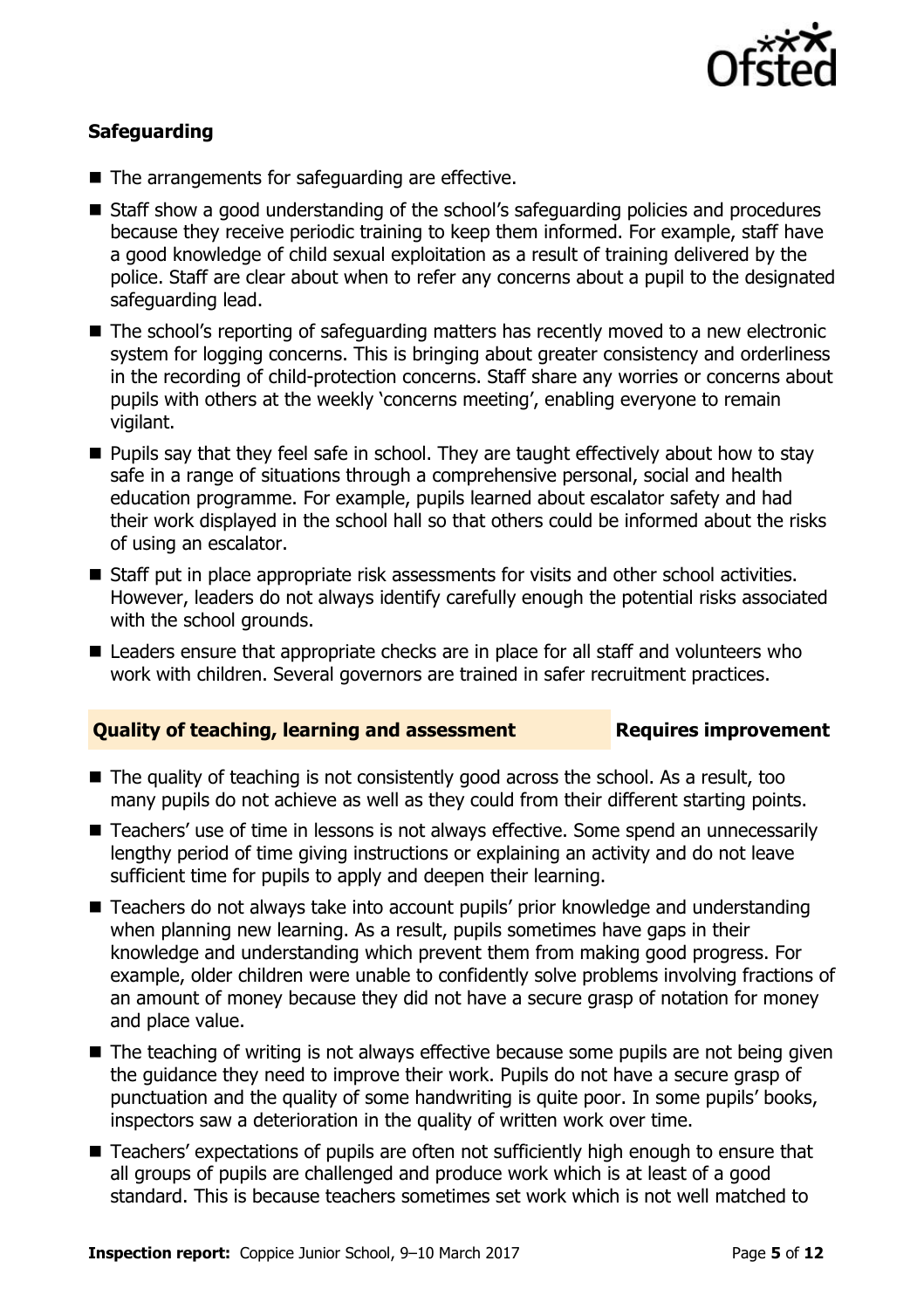### Safeguarding

- The arrangements for safeguarding are effective.
- Staff show a good understanding of the school's safeguarding policies and procedures because they receive periodic training to keep them informed. For example, staff have a good knowledge of child sexual exploitation as a result of training delivered by the police. Staff are clear about when to refer any concerns about a pupil to the designated safeguarding lead.
- The school's reporting of safeguarding matters has recently moved to a new electronic system for logging concerns. This is bringing about greater consistency and orderliness in the recording of child-protection concerns. Staff share any worries or concerns about pupils with others at the weekly 'concerns meeting', enabling everyone to remain vigilant.
- Pupils say that they feel safe in school. They are taught effectively about how to stay safe in a range of situations through a comprehensive personal, social and health education programme. For example, pupils learned about escalator safety and had their work displayed in the school hall so that others could be informed about the risks of using an escalator.
- Staff put in place appropriate risk assessments for visits and other school activities. However, leaders do not always identify carefully enough the potential risks associated with the school grounds.
- Leaders ensure that appropriate checks are in place for all staff and volunteers who work with children. Several governors are trained in safer recruitment practices.

### Quality of teaching, learning and assessment — Requires improvement

- The quality of teaching is not consistently good across the school. As a result, too many pupils do not achieve as well as they could from their different starting points.
- Teachers' use of time in lessons is not always effective. Some spend an unnecessarily lengthy period of time giving instructions or explaining an activity and do not leave sufficient time for pupils to apply and deepen their learning.
- Teachers do not always take into account pupils' prior knowledge and understanding when planning new learning. As a result, pupils sometimes have gaps in their knowledge and understanding which prevent them from making good progress. For example, older children were unable to confidently solve problems involving fractions of an amount of money because they did not have a secure grasp of notation for money and place value.
- The teaching of writing is not always effective because some pupils are not being given the guidance they need to improve their work. Pupils do not have a secure grasp of punctuation and the quality of some handwriting is quite poor. In some pupils' books, inspectors saw a deterioration in the quality of written work over time.
- Teachers' expectations of pupils are often not sufficiently high enough to ensure that all groups of pupils are challenged and produce work which is at least of a good standard. This is because teachers sometimes set work which is not well matched to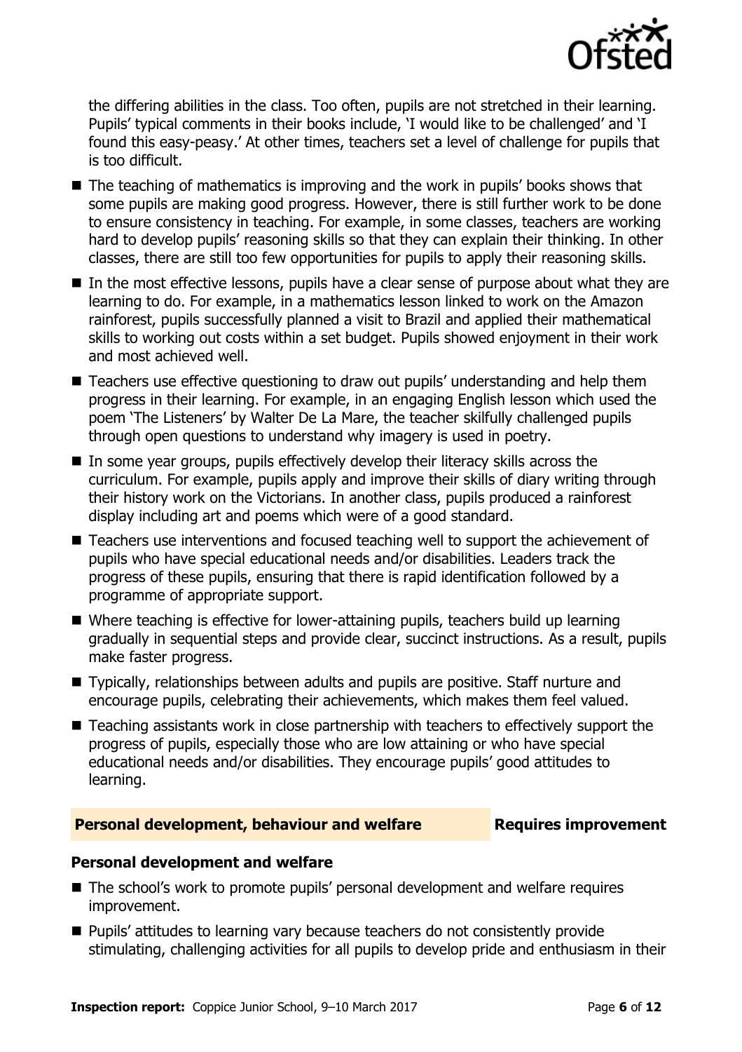the differing abilities in the class. Too often, pupils are not stretched in their learning. Pupils' typical comments in their books include, 'I would like to be challenged' and 'I found this easy-peasy.' At other times, teachers set a level of challenge for pupils that is too difficult.

- The teaching of mathematics is improving and the work in pupils' books shows that some pupils are making good progress. However, there is still further work to be done to ensure consistency in teaching. For example, in some classes, teachers are working hard to develop pupils' reasoning skills so that they can explain their thinking. In other classes, there are still too few opportunities for pupils to apply their reasoning skills.
- In the most effective lessons, pupils have a clear sense of purpose about what they are learning to do. For example, in a mathematics lesson linked to work on the Amazon rainforest, pupils successfully planned a visit to Brazil and applied their mathematical skills to working out costs within a set budget. Pupils showed enjoyment in their work and most achieved well.
- Teachers use effective questioning to draw out pupils' understanding and help them progress in their learning. For example, in an engaging English lesson which used the poem 'The Listeners' by Walter De La Mare, the teacher skilfully challenged pupils through open questions to understand why imagery is used in poetry.
- In some year groups, pupils effectively develop their literacy skills across the curriculum. For example, pupils apply and improve their skills of diary writing through their history work on the Victorians. In another class, pupils produced a rainforest display including art and poems which were of a good standard.
- Teachers use interventions and focused teaching well to support the achievement of pupils who have special educational needs and/or disabilities. Leaders track the progress of these pupils, ensuring that there is rapid identification followed by a programme of appropriate support.
- Where teaching is effective for lower-attaining pupils, teachers build up learning gradually in sequential steps and provide clear, succinct instructions. As a result, pupils make faster progress.
- Typically, relationships between adults and pupils are positive. Staff nurture and encourage pupils, celebrating their achievements, which makes them feel valued.
- Teaching assistants work in close partnership with teachers to effectively support the progress of pupils, especially those who are low attaining or who have special educational needs and/or disabilities. They encourage pupils' good attitudes to learning.

## Personal development, behaviour and welfare — Requires improvement

### Personal development and welfare

- The school's work to promote pupils' personal development and welfare requires improvement.
- Pupils' attitudes to learning vary because teachers do not consistently provide stimulating, challenging activities for all pupils to develop pride and enthusiasm in their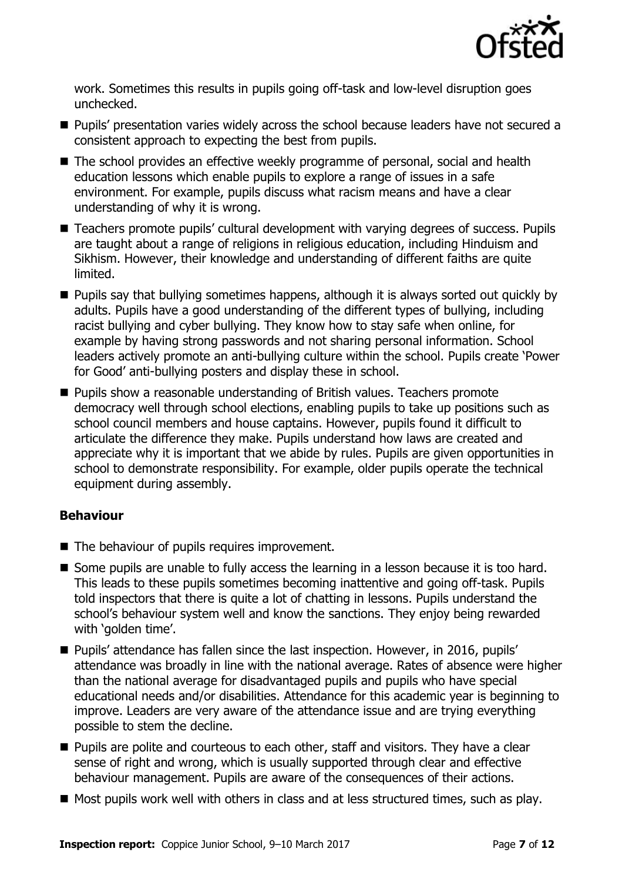work. Sometimes this results in pupils going off-task and low-level disruption goes unchecked.

- Pupils' presentation varies widely across the school because leaders have not secured a consistent approach to expecting the best from pupils.
- The school provides an effective weekly programme of personal, social and health education lessons which enable pupils to explore a range of issues in a safe environment. For example, pupils discuss what racism means and have a clear understanding of why it is wrong.
- Teachers promote pupils' cultural development with varying degrees of success. Pupils are taught about a range of religions in religious education, including Hinduism and Sikhism. However, their knowledge and understanding of different faiths are quite limited.
- Pupils say that bullying sometimes happens, although it is always sorted out quickly by adults. Pupils have a good understanding of the different types of bullying, including racist bullying and cyber bullying. They know how to stay safe when online, for example by having strong passwords and not sharing personal information. School leaders actively promote an anti-bullying culture within the school. Pupils create 'Power for Good' anti-bullying posters and display these in school.
- Pupils show a reasonable understanding of British values. Teachers promote democracy well through school elections, enabling pupils to take up positions such as school council members and house captains. However, pupils found it difficult to articulate the difference they make. Pupils understand how laws are created and appreciate why it is important that we abide by rules. Pupils are given opportunities in school to demonstrate responsibility. For example, older pupils operate the technical equipment during assembly.

### Behaviour

- The behaviour of pupils requires improvement.
- Some pupils are unable to fully access the learning in a lesson because it is too hard. This leads to these pupils sometimes becoming inattentive and going off-task. Pupils told inspectors that there is quite a lot of chatting in lessons. Pupils understand the school's behaviour system well and know the sanctions. They enjoy being rewarded with 'golden time'.
- Pupils' attendance has fallen since the last inspection. However, in 2016, pupils' attendance was broadly in line with the national average. Rates of absence were higher than the national average for disadvantaged pupils and pupils who have special educational needs and/or disabilities. Attendance for this academic year is beginning to improve. Leaders are very aware of the attendance issue and are trying everything possible to stem the decline.
- Pupils are polite and courteous to each other, staff and visitors. They have a clear sense of right and wrong, which is usually supported through clear and effective behaviour management. Pupils are aware of the consequences of their actions.
- Most pupils work well with others in class and at less structured times, such as play.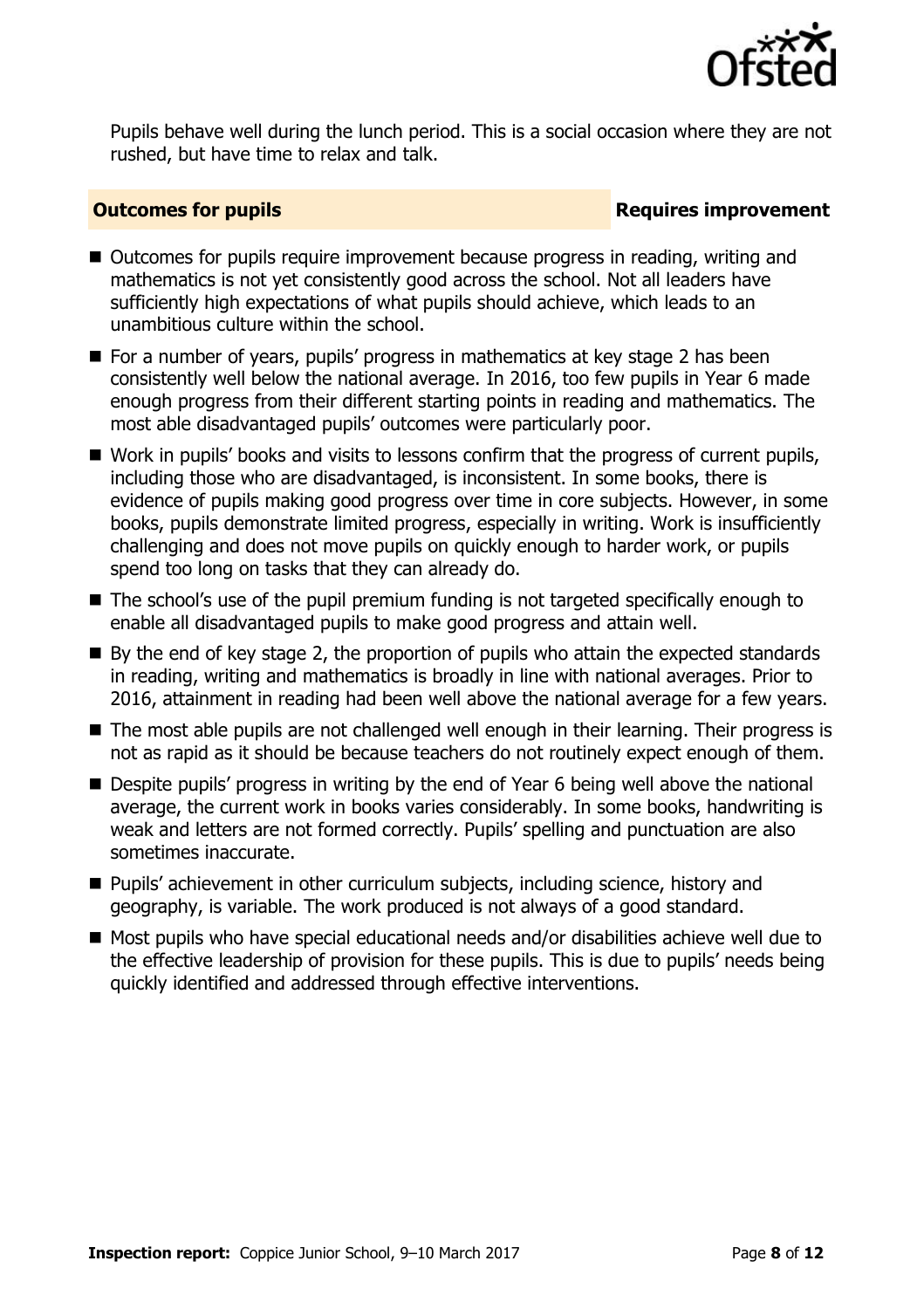Pupils behave well during the lunch period. This is a social occasion where they are not rushed, but have time to relax and talk.

## Outcomes for pupils — Requires improvement

- Outcomes for pupils require improvement because progress in reading, writing and mathematics is not yet consistently good across the school. Not all leaders have sufficiently high expectations of what pupils should achieve, which leads to an unambitious culture within the school.
- For a number of years, pupils' progress in mathematics at key stage 2 has been consistently well below the national average. In 2016, too few pupils in Year 6 made enough progress from their different starting points in reading and mathematics. The most able disadvantaged pupils' outcomes were particularly poor.
- Work in pupils' books and visits to lessons confirm that the progress of current pupils, including those who are disadvantaged, is inconsistent. In some books, there is evidence of pupils making good progress over time in core subjects. However, in some books, pupils demonstrate limited progress, especially in writing. Work is insufficiently challenging and does not move pupils on quickly enough to harder work, or pupils spend too long on tasks that they can already do.
- The school's use of the pupil premium funding is not targeted specifically enough to enable all disadvantaged pupils to make good progress and attain well.
- By the end of key stage 2, the proportion of pupils who attain the expected standards in reading, writing and mathematics is broadly in line with national averages. Prior to 2016, attainment in reading had been well above the national average for a few years.
- The most able pupils are not challenged well enough in their learning. Their progress is not as rapid as it should be because teachers do not routinely expect enough of them.
- Despite pupils' progress in writing by the end of Year 6 being well above the national average, the current work in books varies considerably. In some books, handwriting is weak and letters are not formed correctly. Pupils' spelling and punctuation are also sometimes inaccurate.
- Pupils' achievement in other curriculum subjects, including science, history and geography, is variable. The work produced is not always of a good standard.
- Most pupils who have special educational needs and/or disabilities achieve well due to the effective leadership of provision for these pupils. This is due to pupils' needs being quickly identified and addressed through effective interventions.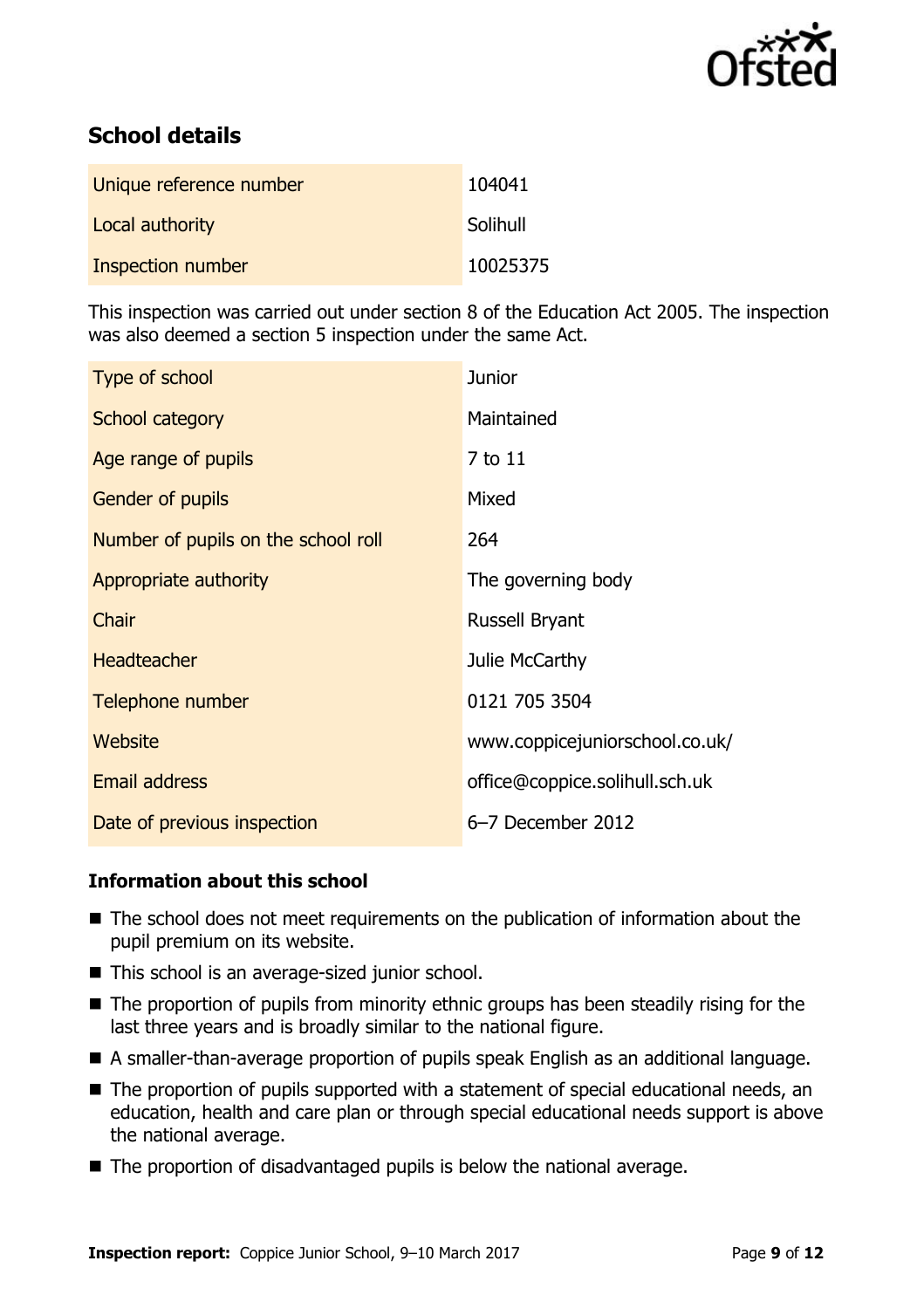## School details

| Unique reference number | 104041 |
| --- | --- |
| Local authority | Solihull |
| Inspection number | 10025375 |

This inspection was carried out under section 8 of the Education Act 2005. The inspection was also deemed a section 5 inspection under the same Act.

| Type of school | Junior |
| --- | --- |
| School category | Maintained |
| Age range of pupils | 7 to 11 |
| Gender of pupils | Mixed |
| Number of pupils on the school roll | 264 |
| Appropriate authority | The governing body |
| Chair | Russell Bryant |
| Headteacher | Julie McCarthy |
| Telephone number | 0121 705 3504 |
| Website | www.coppicejuniorschool.co.uk/ |
| Email address | office@coppice.solihull.sch.uk |
| Date of previous inspection | 6–7 December 2012 |

### Information about this school

- The school does not meet requirements on the publication of information about the pupil premium on its website.
- This school is an average-sized junior school.
- The proportion of pupils from minority ethnic groups has been steadily rising for the last three years and is broadly similar to the national figure.
- A smaller-than-average proportion of pupils speak English as an additional language.
- The proportion of pupils supported with a statement of special educational needs, an education, health and care plan or through special educational needs support is above the national average.
- The proportion of disadvantaged pupils is below the national average.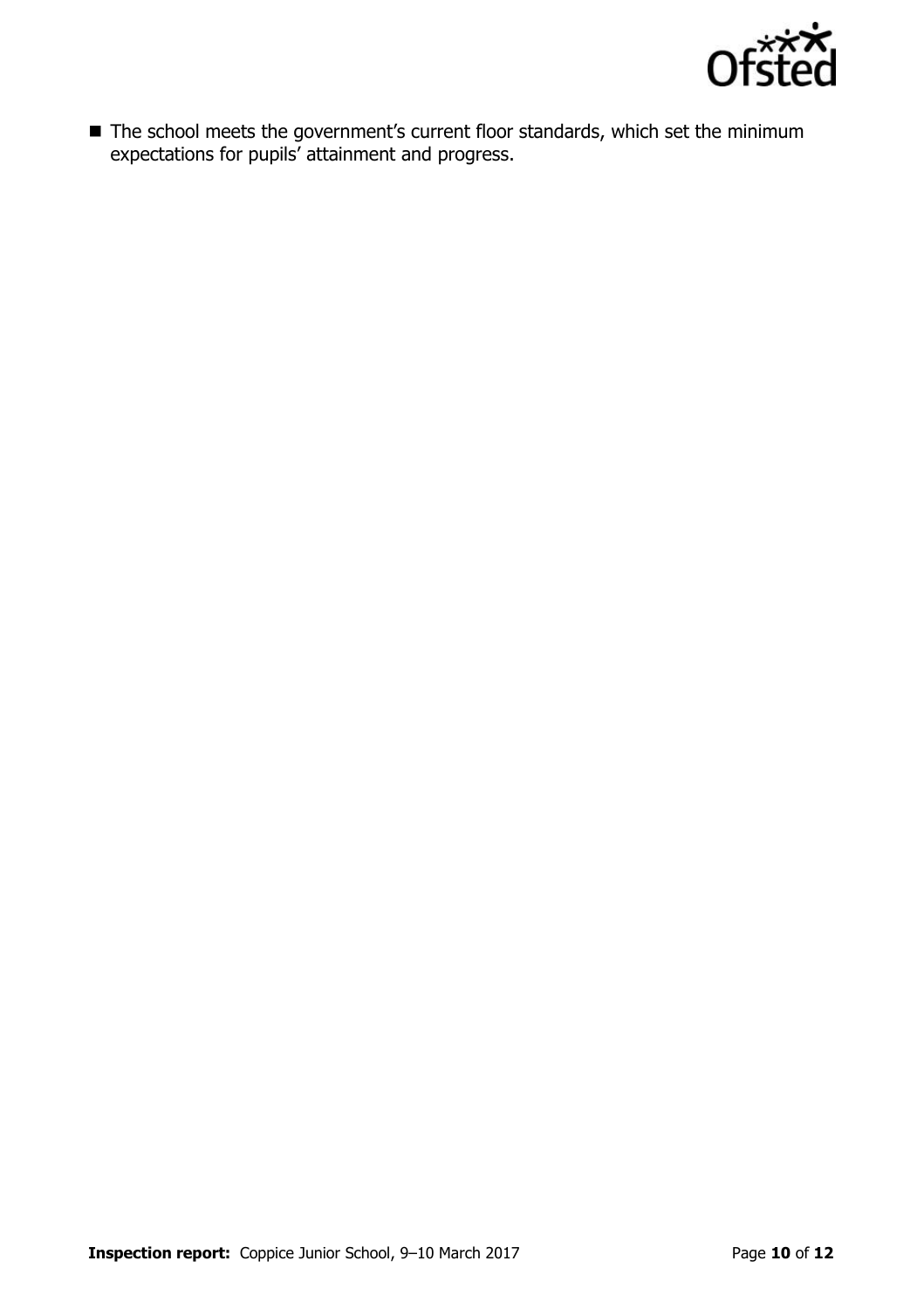- The school meets the government's current floor standards, which set the minimum expectations for pupils' attainment and progress.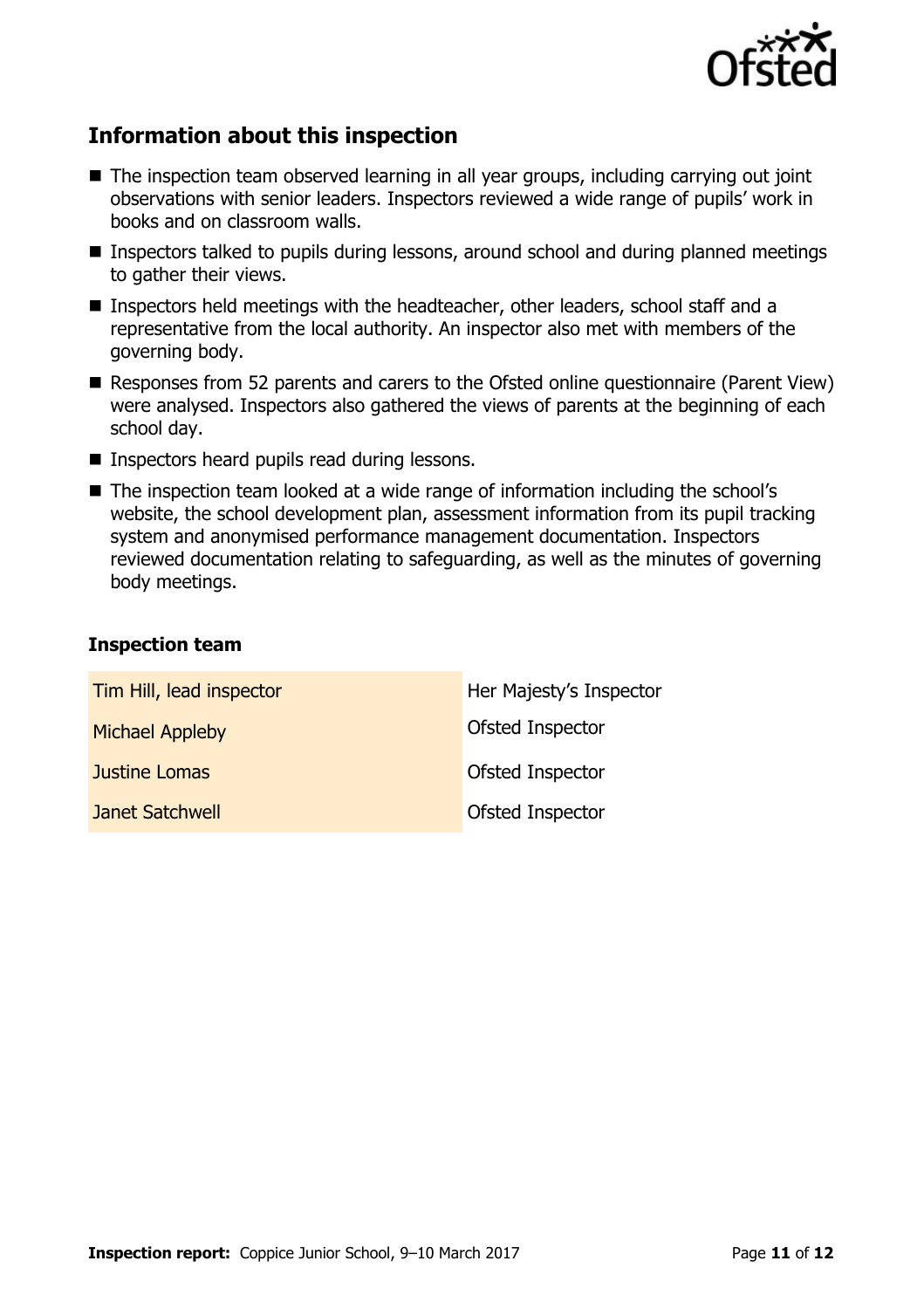## Information about this inspection

- The inspection team observed learning in all year groups, including carrying out joint observations with senior leaders. Inspectors reviewed a wide range of pupils' work in books and on classroom walls.
- Inspectors talked to pupils during lessons, around school and during planned meetings to gather their views.
- Inspectors held meetings with the headteacher, other leaders, school staff and a representative from the local authority. An inspector also met with members of the governing body.
- Responses from 52 parents and carers to the Ofsted online questionnaire (Parent View) were analysed. Inspectors also gathered the views of parents at the beginning of each school day.
- Inspectors heard pupils read during lessons.
- The inspection team looked at a wide range of information including the school's website, the school development plan, assessment information from its pupil tracking system and anonymised performance management documentation. Inspectors reviewed documentation relating to safeguarding, as well as the minutes of governing body meetings.

### Inspection team

| | |
|---|---|
| Tim Hill, lead inspector | Her Majesty's Inspector |
| Michael Appleby | Ofsted Inspector |
| Justine Lomas | Ofsted Inspector |
| Janet Satchwell | Ofsted Inspector |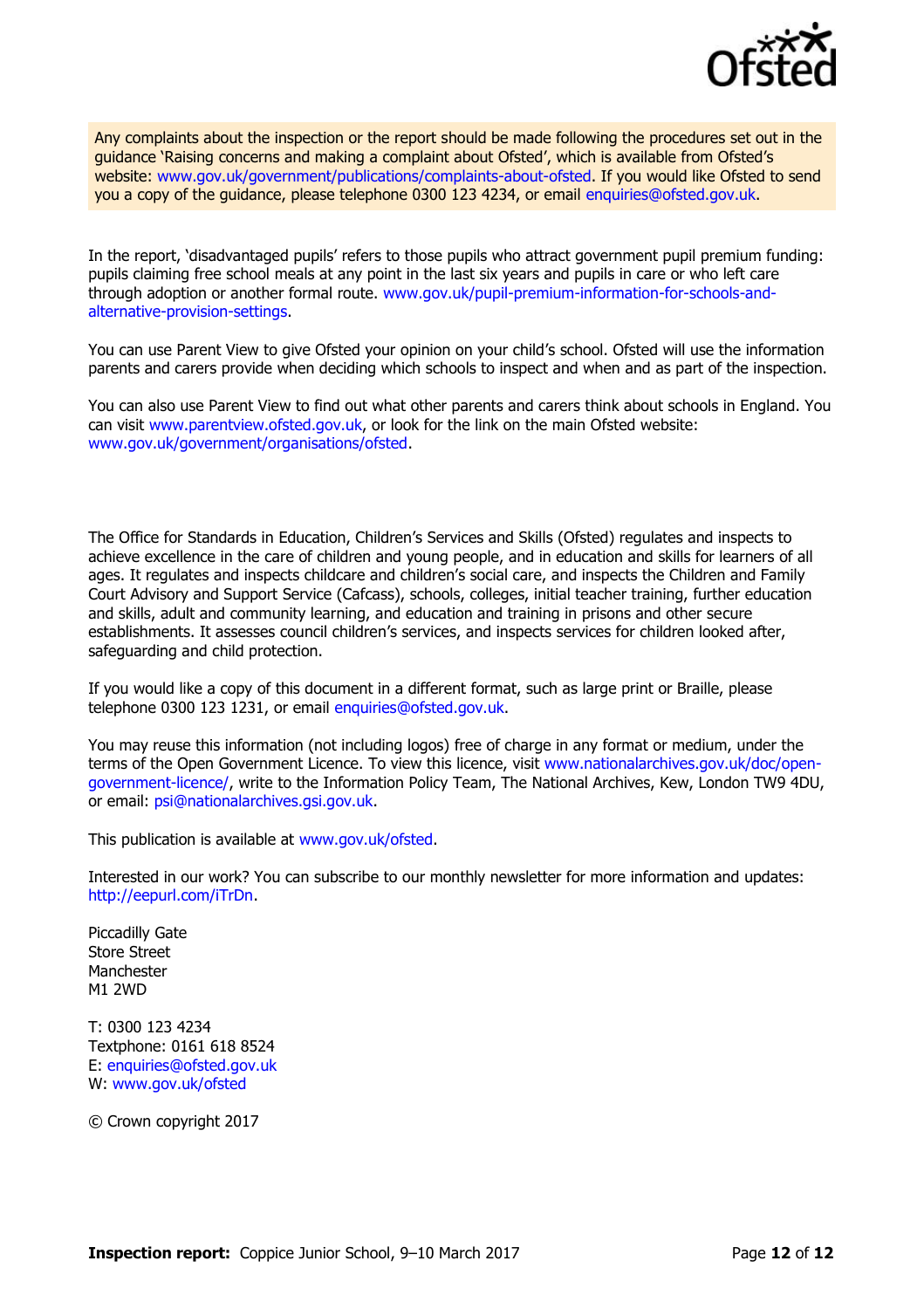Any complaints about the inspection or the report should be made following the procedures set out in the guidance 'Raising concerns and making a complaint about Ofsted', which is available from Ofsted's website: www.gov.uk/government/publications/complaints-about-ofsted. If you would like Ofsted to send you a copy of the guidance, please telephone 0300 123 4234, or email enquiries@ofsted.gov.uk.

In the report, 'disadvantaged pupils' refers to those pupils who attract government pupil premium funding: pupils claiming free school meals at any point in the last six years and pupils in care or who left care through adoption or another formal route. www.gov.uk/pupil-premium-information-for-schools-and-alternative-provision-settings.

You can use Parent View to give Ofsted your opinion on your child's school. Ofsted will use the information parents and carers provide when deciding which schools to inspect and when and as part of the inspection.

You can also use Parent View to find out what other parents and carers think about schools in England. You can visit www.parentview.ofsted.gov.uk, or look for the link on the main Ofsted website: www.gov.uk/government/organisations/ofsted.

The Office for Standards in Education, Children's Services and Skills (Ofsted) regulates and inspects to achieve excellence in the care of children and young people, and in education and skills for learners of all ages. It regulates and inspects childcare and children's social care, and inspects the Children and Family Court Advisory and Support Service (Cafcass), schools, colleges, initial teacher training, further education and skills, adult and community learning, and education and training in prisons and other secure establishments. It assesses council children's services, and inspects services for children looked after, safeguarding and child protection.

If you would like a copy of this document in a different format, such as large print or Braille, please telephone 0300 123 1231, or email enquiries@ofsted.gov.uk.

You may reuse this information (not including logos) free of charge in any format or medium, under the terms of the Open Government Licence. To view this licence, visit www.nationalarchives.gov.uk/doc/open-government-licence/, write to the Information Policy Team, The National Archives, Kew, London TW9 4DU, or email: psi@nationalarchives.gsi.gov.uk.

This publication is available at www.gov.uk/ofsted.

Interested in our work? You can subscribe to our monthly newsletter for more information and updates: http://eepurl.com/iTrDn.

Piccadilly Gate
Store Street
Manchester
M1 2WD

T: 0300 123 4234
Textphone: 0161 618 8524
E: enquiries@ofsted.gov.uk
W: www.gov.uk/ofsted

© Crown copyright 2017